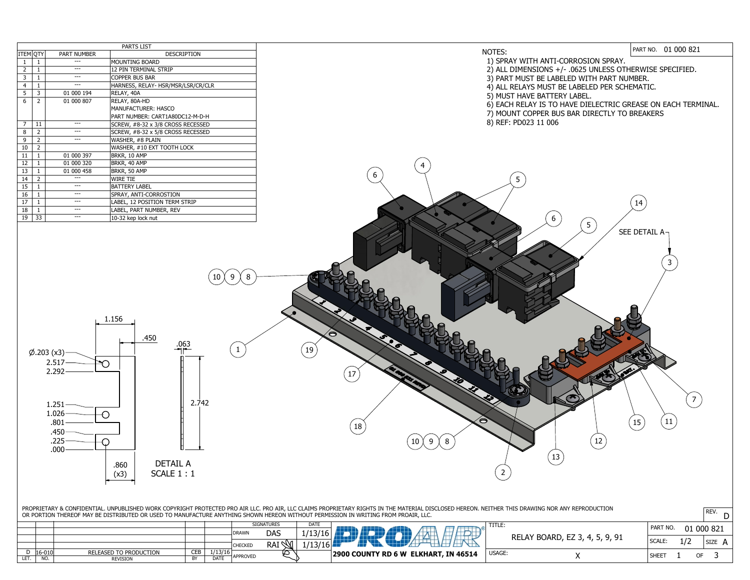## PARTS LIST

| ITEM | QTY | PART NUMBER | DESCRIPTION |
|---|---|---|---|
| 1 | 1 | --- | MOUNTING BOARD |
| 2 | 1 | --- | 12 PIN TERMINAL STRIP |
| 3 | 1 | --- | COPPER BUS BAR |
| 4 | 1 | --- | HARNESS, RELAY- HSR/MSR/LSR/CR/CLR |
| 5 | 3 | 01 000 194 | RELAY, 40A |
| 6 | 2 | 01 000 807 | RELAY, 80A-HD MANUFACTURER: HASCO PART NUMBER: CART1A80DC12-M-D-H |
| 7 | 11 | --- | SCREW, #8-32 x 3/8 CROSS RECESSED |
| 8 | 2 | --- | SCREW, #8-32 x 5/8 CROSS RECESSED |
| 9 | 2 | --- | WASHER, #8 PLAIN |
| 10 | 2 | | WASHER, #10 EXT TOOTH LOCK |
| 11 | 1 | 01 000 397 | BRKR, 10 AMP |
| 12 | 1 | 01 000 320 | BRKR, 40 AMP |
| 13 | 1 | 01 000 458 | BRKR, 50 AMP |
| 14 | 2 | --- | WIRE TIE |
| 15 | 1 | --- | BATTERY LABEL |
| 16 | 1 | --- | SPRAY, ANTI-CORROSTION |
| 17 | 1 | --- | LABEL, 12 POSITION TERM STRIP |
| 18 | 1 | --- | LABEL, PART NUMBER, REV |
| 19 | 33 | --- | 10-32 kep lock nut |

PART NO. 01 000 821

NOTES:
1) SPRAY WITH ANTI-CORROSION SPRAY.
2) ALL DIMENSIONS +/- .0625 UNLESS OTHERWISE SPECIFIED.
3) PART MUST BE LABELED WITH PART NUMBER.
4) ALL RELAYS MUST BE LABELED PER SCHEMATIC.
5) MUST HAVE BATTERY LABEL.
6) EACH RELAY IS TO HAVE DIELECTRIC GREASE ON EACH TERMINAL.
7) MOUNT COPPER BUS BAR DIRECTLY TO BREAKERS
8) REF: PD023 11 006

SEE DETAIL A

DETAIL A
SCALE 1 : 1

Dimensions: 1.156, .450, .063, Ø.203 (x3), 2.517, 2.292, 1.251, 1.026, .801, .450, .225, .000, 2.742, .860 (x3)

PROPRIETARY & CONFIDENTIAL. UNPUBLISHED WORK COPYRIGHT PROTECTED PRO AIR LLC. PRO AIR, LLC CLAIMS PROPRIETARY RIGHTS IN THE MATERIAL DISCLOSED HEREON. NEITHER THIS DRAWING NOR ANY REPRODUCTION OR PORTION THEREOF MAY BE DISTRIBUTED OR USED TO MANUFACTURE ANYTHING SHOWN HEREON WITHOUT PERMISSION IN WRITING FROM PROAIR, LLC.

| LET. | NO. | REVISION | BY | DATE |
|---|---|---|---|---|
| D | 16-010 | RELEASED TO PRODUCTION | CEB | 1/13/16 |

| | SIGNATURES | DATE |
|---|---|---|
| DRAWN | DAS | 1/13/16 |
| CHECKED | RAI | 1/13/16 |
| APPROVED | | |

PRO AIR
2900 COUNTY RD 6 W ELKHART, IN 46514

TITLE: RELAY BOARD, EZ 3, 4, 5, 9, 91
USAGE: X

PART NO. 01 000 821 | REV. D
SCALE: 1/2 | SIZE A
SHEET 1 OF 3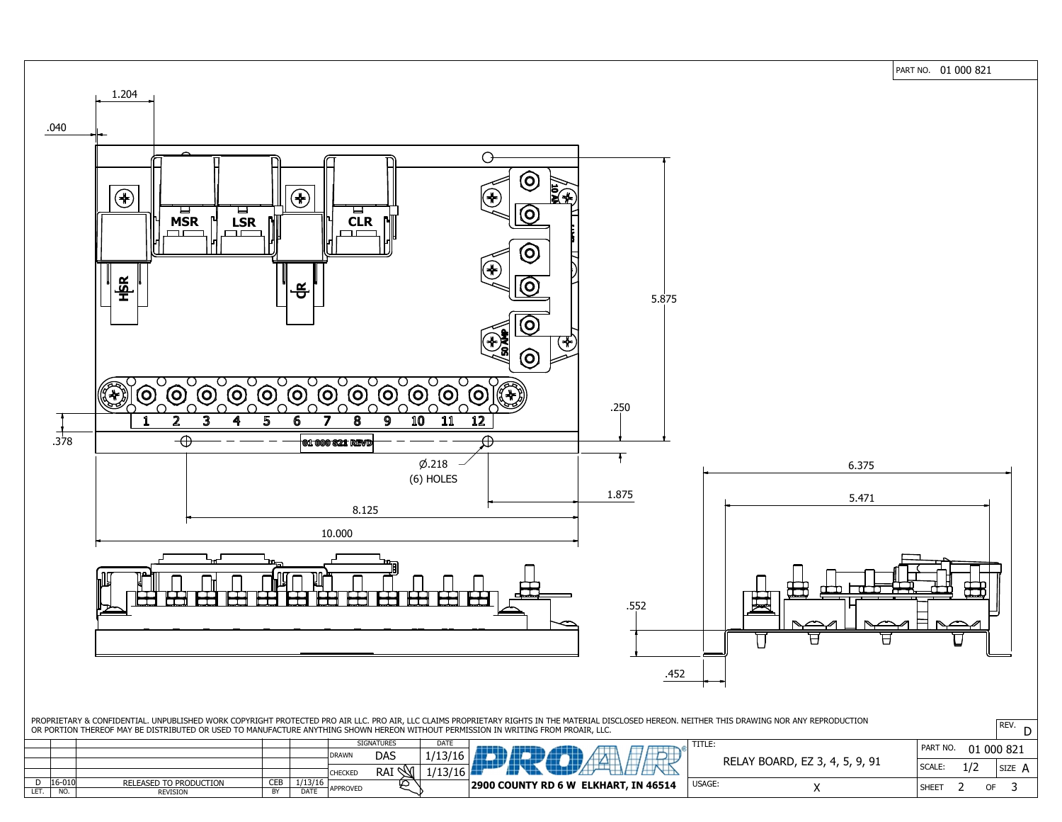PART NO. 01 000 821

1.204

.040

MSR LSR CLR

HSR CR

10 AMP

50 AMP

5.875

1 2 3 4 5 6 7 8 9 10 11 12

.250

.378

01 000 821 REVD

Ø.218
(6) HOLES

1.875

8.125

10.000

6.375

5.471

.552

.452

PROPRIETARY & CONFIDENTIAL. UNPUBLISHED WORK COPYRIGHT PROTECTED PRO AIR LLC. PRO AIR, LLC CLAIMS PROPRIETARY RIGHTS IN THE MATERIAL DISCLOSED HEREON. NEITHER THIS DRAWING NOR ANY REPRODUCTION OR PORTION THEREOF MAY BE DISTRIBUTED OR USED TO MANUFACTURE ANYTHING SHOWN HEREON WITHOUT PERMISSION IN WRITING FROM PROAIR, LLC.

| LET. | NO. | REVISION | BY | DATE |
|---|---|---|---|---|
| D | 16-010 | RELEASED TO PRODUCTION | CEB | 1/13/16 |

| SIGNATURES | | DATE |
|---|---|---|
| DRAWN | DAS | 1/13/16 |
| CHECKED | RAI | 1/13/16 |
| APPROVED | | |

PROAIR®
2900 COUNTY RD 6 W ELKHART, IN 46514

TITLE: RELAY BOARD, EZ 3, 4, 5, 9, 91

USAGE: X

PART NO. 01 000 821

REV. D

SCALE: 1/2 SIZE A

SHEET 2 OF 3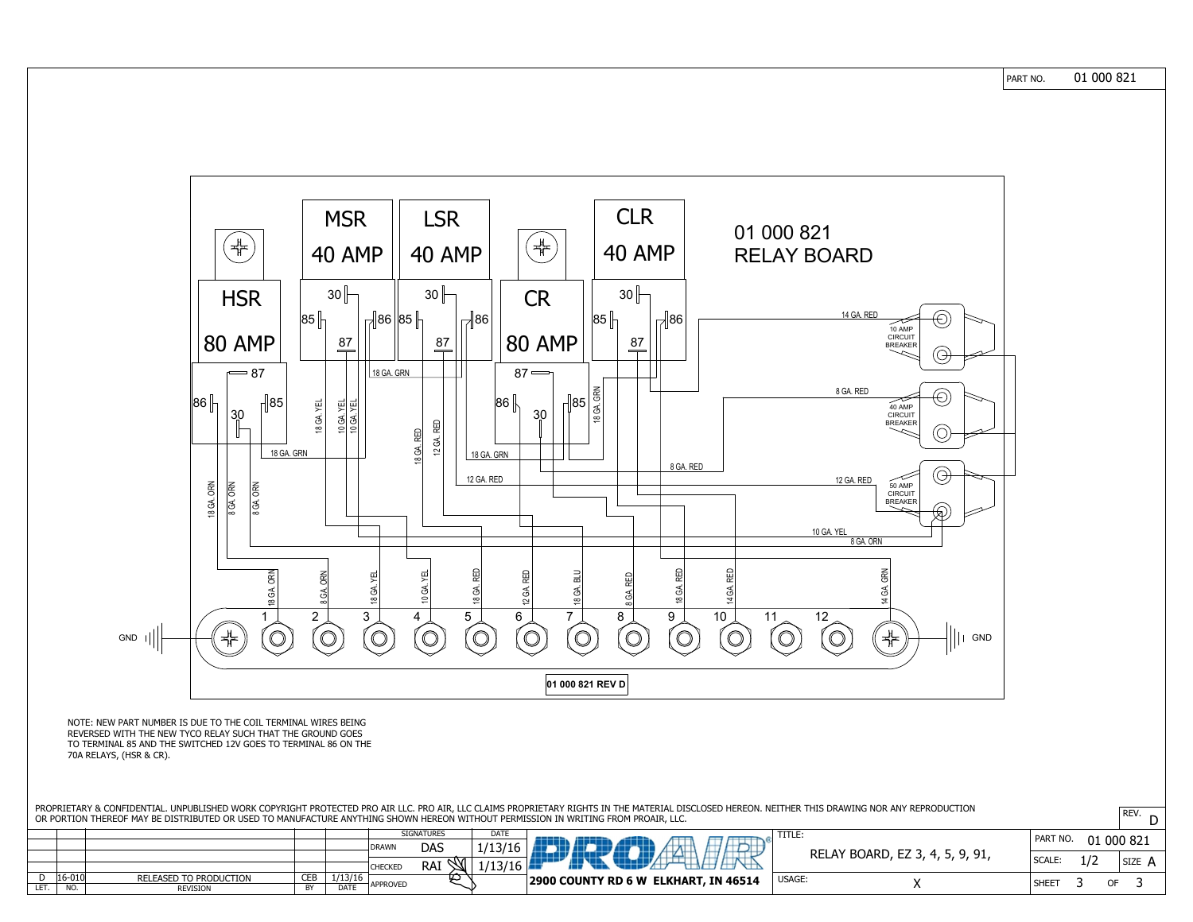PART NO. 01 000 821

01 000 821
RELAY BOARD

MSR
40 AMP

LSR
40 AMP

CLR
40 AMP

HSR
80 AMP

CR
80 AMP

30
85
86
87

18 GA. GRN
18 GA. YEL
10 GA. YEL
10 GA. YEL
18 GA. RED
12 GA. RED
18 GA. GRN
12 GA. RED
8 GA. RED
14 GA. RED
8 GA. RED
12 GA. RED
10 GA. YEL
8 GA. ORN
18 GA. ORN
8 GA. ORN
8 GA. ORN

10 AMP
CIRCUIT
BREAKER

40 AMP
CIRCUIT
BREAKER

50 AMP
CIRCUIT
BREAKER

18 GA. ORN
8 GA. ORN
18 GA. YEL
10 GA. YEL
18 GA. RED
12 GA. RED
18 GA. BLU
8 GA. RED
18 GA. RED
14 GA. RED
14 GA. GRN

1 2 3 4 5 6 7 8 9 10 11 12

GND
GND

01 000 821 REV D

NOTE: NEW PART NUMBER IS DUE TO THE COIL TERMINAL WIRES BEING REVERSED WITH THE NEW TYCO RELAY SUCH THAT THE GROUND GOES TO TERMINAL 85 AND THE SWITCHED 12V GOES TO TERMINAL 86 ON THE 70A RELAYS, (HSR & CR).

PROPRIETARY & CONFIDENTIAL. UNPUBLISHED WORK COPYRIGHT PROTECTED PRO AIR LLC. PRO AIR, LLC CLAIMS PROPRIETARY RIGHTS IN THE MATERIAL DISCLOSED HEREON. NEITHER THIS DRAWING NOR ANY REPRODUCTION OR PORTION THEREOF MAY BE DISTRIBUTED OR USED TO MANUFACTURE ANYTHING SHOWN HEREON WITHOUT PERMISSION IN WRITING FROM PROAIR, LLC.

| LET. | NO. | REVISION | BY | DATE |
|---|---|---|---|---|
| D | 16-010 | RELEASED TO PRODUCTION | CEB | 1/13/16 |

| | SIGNATURES | DATE |
|---|---|---|
| DRAWN | DAS | 1/13/16 |
| CHECKED | RAI | 1/13/16 |
| APPROVED | | |

PROAIR
2900 COUNTY RD 6 W ELKHART, IN 46514

TITLE: RELAY BOARD, EZ 3, 4, 5, 9, 91,

USAGE: X

| | | |
|---|---|---|
| PART NO. 01 000 821 | | REV. D |
| SCALE: 1/2 | SIZE A | |
| SHEET 3 OF 3 | | |